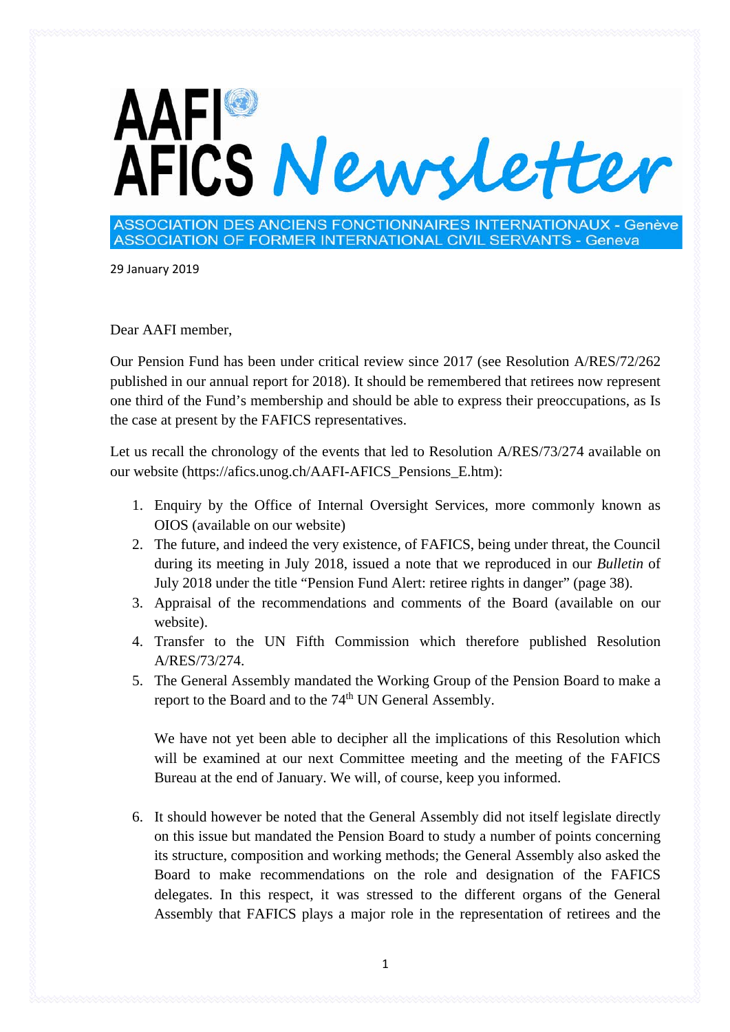# AAFI AFICS Newsletter

ASSOCIATION DES ANCIENS FONCTIONNAIRES INTERNATIONAUX - Genève
ASSOCIATION OF FORMER INTERNATIONAL CIVIL SERVANTS - Geneva

29 January 2019

Dear AAFI member,

Our Pension Fund has been under critical review since 2017 (see Resolution A/RES/72/262 published in our annual report for 2018). It should be remembered that retirees now represent one third of the Fund's membership and should be able to express their preoccupations, as Is the case at present by the FAFICS representatives.

Let us recall the chronology of the events that led to Resolution A/RES/73/274 available on our website (https://afics.unog.ch/AAFI-AFICS_Pensions_E.htm):

1. Enquiry by the Office of Internal Oversight Services, more commonly known as OIOS (available on our website)
2. The future, and indeed the very existence, of FAFICS, being under threat, the Council during its meeting in July 2018, issued a note that we reproduced in our *Bulletin* of July 2018 under the title "Pension Fund Alert: retiree rights in danger" (page 38).
3. Appraisal of the recommendations and comments of the Board (available on our website).
4. Transfer to the UN Fifth Commission which therefore published Resolution A/RES/73/274.
5. The General Assembly mandated the Working Group of the Pension Board to make a report to the Board and to the 74th UN General Assembly.

   We have not yet been able to decipher all the implications of this Resolution which will be examined at our next Committee meeting and the meeting of the FAFICS Bureau at the end of January. We will, of course, keep you informed.

6. It should however be noted that the General Assembly did not itself legislate directly on this issue but mandated the Pension Board to study a number of points concerning its structure, composition and working methods; the General Assembly also asked the Board to make recommendations on the role and designation of the FAFICS delegates. In this respect, it was stressed to the different organs of the General Assembly that FAFICS plays a major role in the representation of retirees and the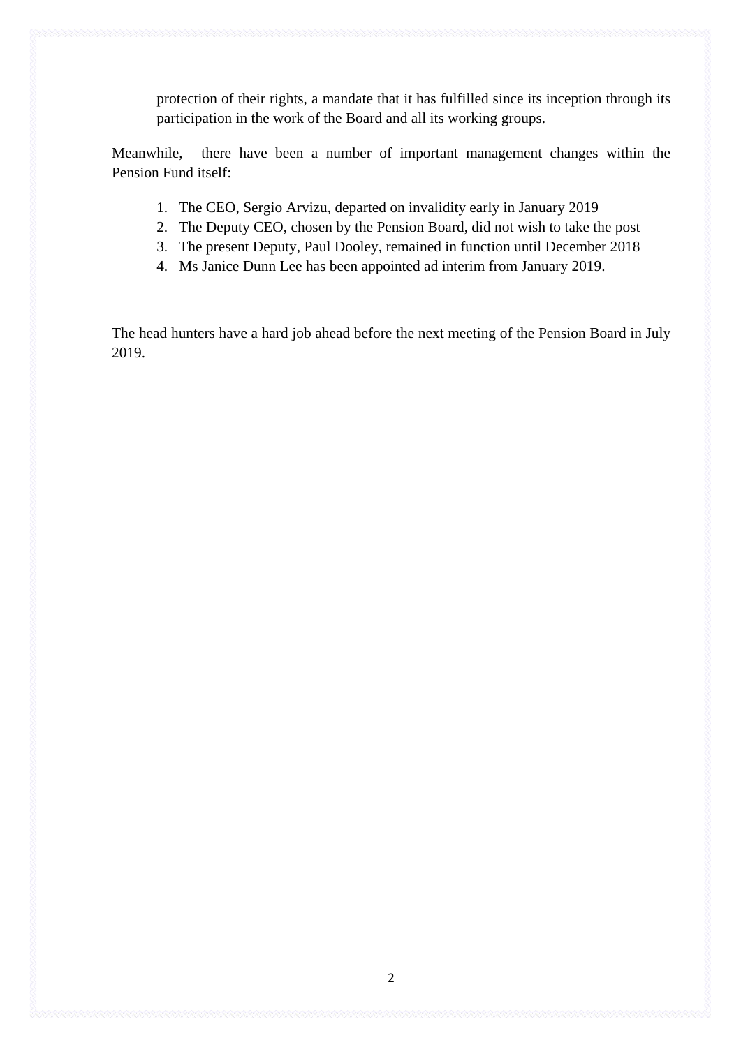protection of their rights, a mandate that it has fulfilled since its inception through its participation in the work of the Board and all its working groups.

Meanwhile, there have been a number of important management changes within the Pension Fund itself:

1. The CEO, Sergio Arvizu, departed on invalidity early in January 2019
2. The Deputy CEO, chosen by the Pension Board, did not wish to take the post
3. The present Deputy, Paul Dooley, remained in function until December 2018
4. Ms Janice Dunn Lee has been appointed ad interim from January 2019.

The head hunters have a hard job ahead before the next meeting of the Pension Board in July 2019.